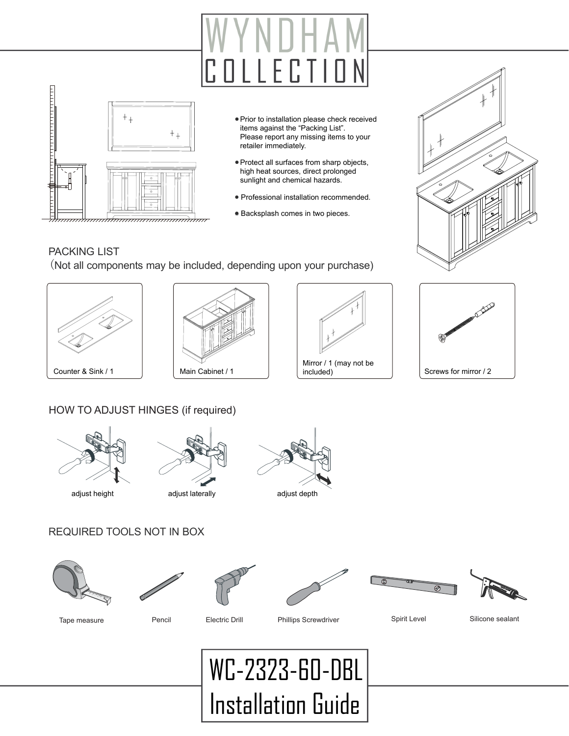# WYNDHAM COLLECTION

- Prior to installation please check received items against the “Packing List”. Please report any missing items to your retailer immediately.
- Protect all surfaces from sharp objects, high heat sources, direct prolonged sunlight and chemical hazards.
- Professional installation recommended.
- Backsplash comes in two pieces.

## PACKING LIST

(Not all components may be included, depending upon your purchase)

- Counter & Sink / 1
- Main Cabinet / 1
- Mirror / 1 (may not be included)
- Screws for mirror / 2

## HOW TO ADJUST HINGES (if required)

- adjust height
- adjust laterally
- adjust depth

## REQUIRED TOOLS NOT IN BOX

- Tape measure
- Pencil
- Electric Drill
- Phillips Screwdriver
- Spirit Level
- Silicone sealant

# WC-2323-60-DBL Installation Guide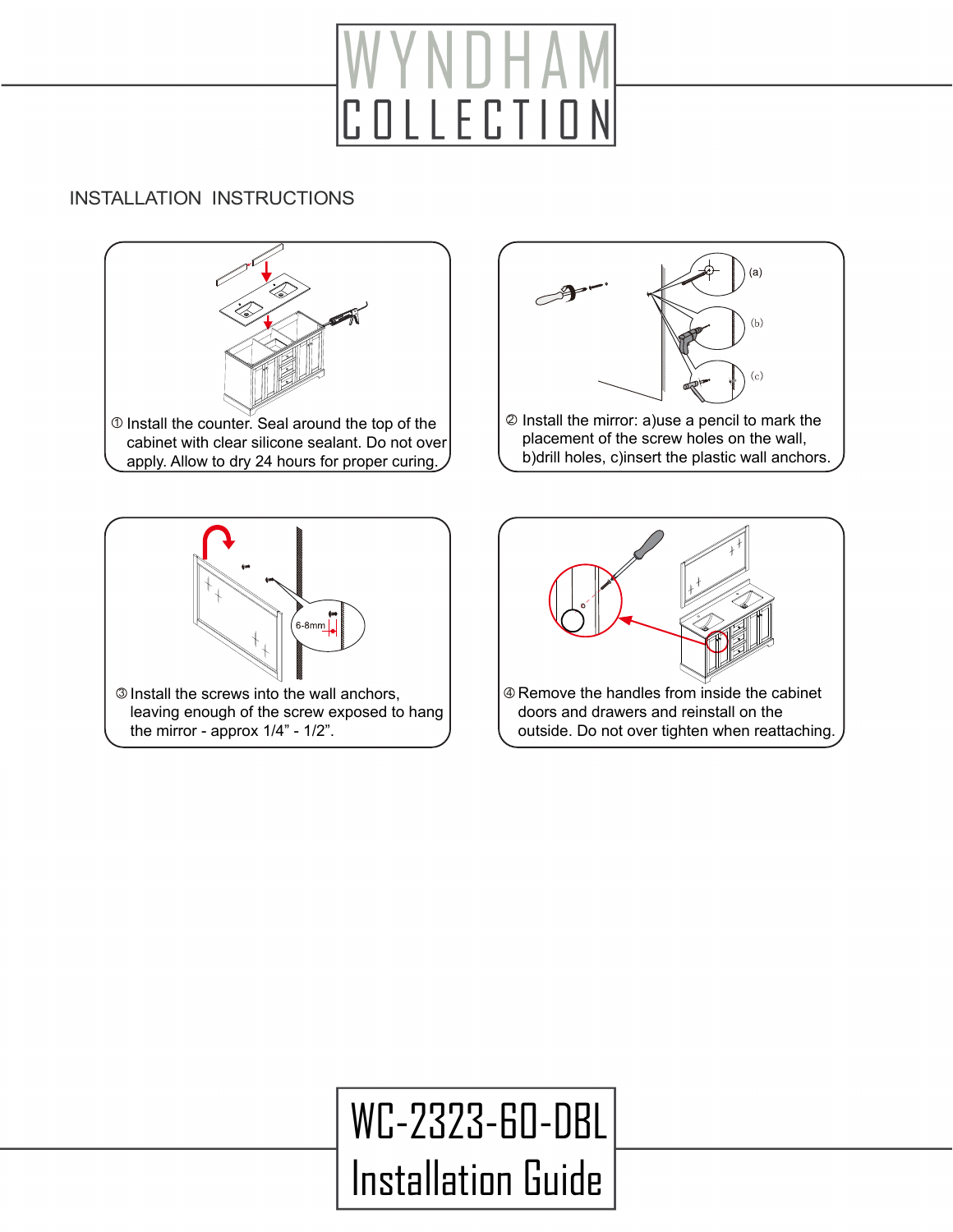# WYNDHAM COLLECTION

INSTALLATION INSTRUCTIONS

① Install the counter. Seal around the top of the cabinet with clear silicone sealant. Do not over apply. Allow to dry 24 hours for proper curing.

(a)

(b)

(c)

② Install the mirror: a)use a pencil to mark the placement of the screw holes on the wall, b)drill holes, c)insert the plastic wall anchors.

6-8mm

③ Install the screws into the wall anchors, leaving enough of the screw exposed to hang the mirror - approx 1/4" - 1/2".

④ Remove the handles from inside the cabinet doors and drawers and reinstall on the outside. Do not over tighten when reattaching.

WC-2323-60-DBL
Installation Guide